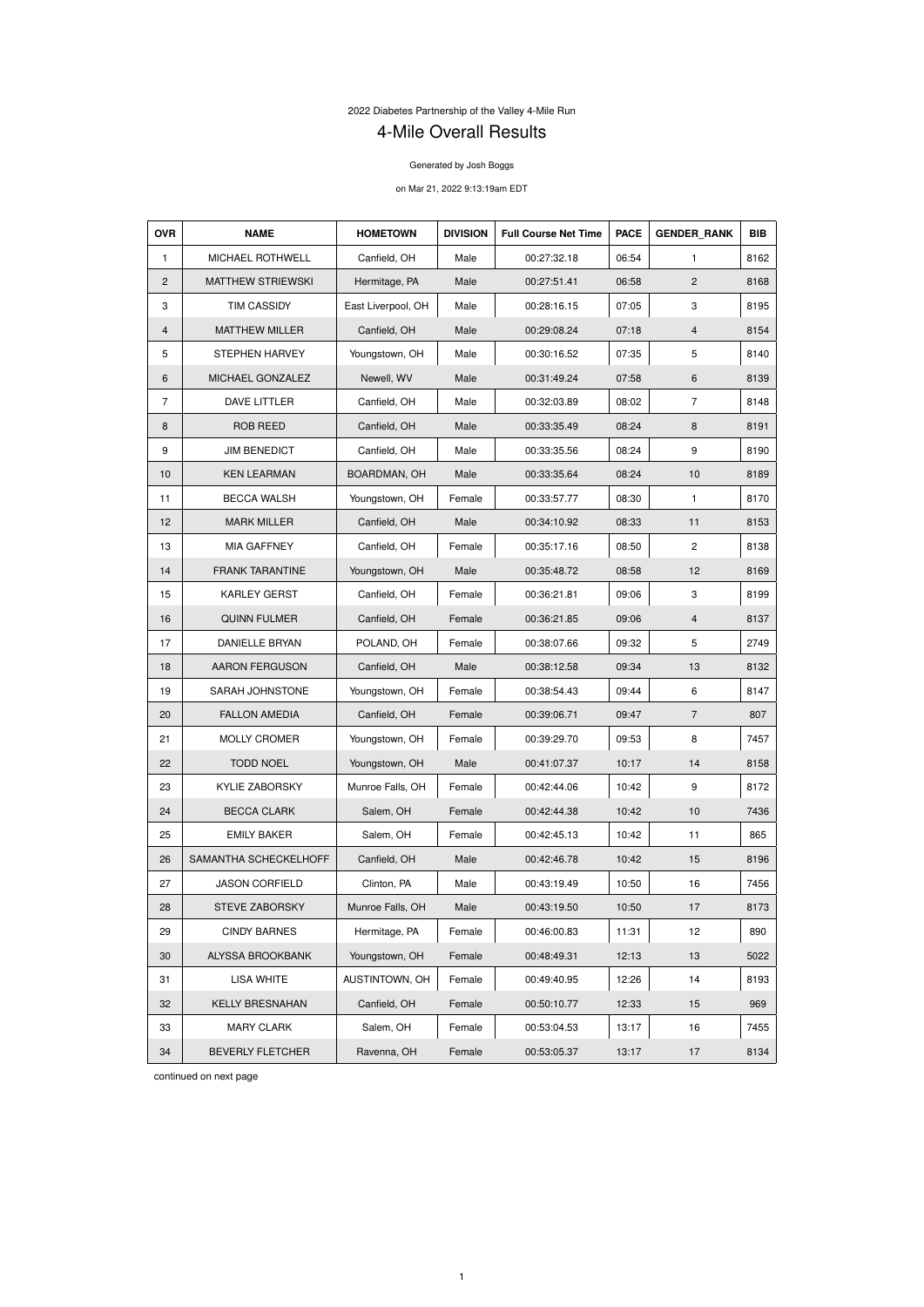2022 Diabetes Partnership of the Valley 4-Mile Run

# 4-Mile Overall Results

Generated by Josh Boggs

on Mar 21, 2022 9:13:19am EDT

| OVR | NAME | HOMETOWN | DIVISION | Full Course Net Time | PACE | GENDER_RANK | BIB |
|---|---|---|---|---|---|---|---|
| 1 | MICHAEL ROTHWELL | Canfield, OH | Male | 00:27:32.18 | 06:54 | 1 | 8162 |
| 2 | MATTHEW STRIEWSKI | Hermitage, PA | Male | 00:27:51.41 | 06:58 | 2 | 8168 |
| 3 | TIM CASSIDY | East Liverpool, OH | Male | 00:28:16.15 | 07:05 | 3 | 8195 |
| 4 | MATTHEW MILLER | Canfield, OH | Male | 00:29:08.24 | 07:18 | 4 | 8154 |
| 5 | STEPHEN HARVEY | Youngstown, OH | Male | 00:30:16.52 | 07:35 | 5 | 8140 |
| 6 | MICHAEL GONZALEZ | Newell, WV | Male | 00:31:49.24 | 07:58 | 6 | 8139 |
| 7 | DAVE LITTLER | Canfield, OH | Male | 00:32:03.89 | 08:02 | 7 | 8148 |
| 8 | ROB REED | Canfield, OH | Male | 00:33:35.49 | 08:24 | 8 | 8191 |
| 9 | JIM BENEDICT | Canfield, OH | Male | 00:33:35.56 | 08:24 | 9 | 8190 |
| 10 | KEN LEARMAN | BOARDMAN, OH | Male | 00:33:35.64 | 08:24 | 10 | 8189 |
| 11 | BECCA WALSH | Youngstown, OH | Female | 00:33:57.77 | 08:30 | 1 | 8170 |
| 12 | MARK MILLER | Canfield, OH | Male | 00:34:10.92 | 08:33 | 11 | 8153 |
| 13 | MIA GAFFNEY | Canfield, OH | Female | 00:35:17.16 | 08:50 | 2 | 8138 |
| 14 | FRANK TARANTINE | Youngstown, OH | Male | 00:35:48.72 | 08:58 | 12 | 8169 |
| 15 | KARLEY GERST | Canfield, OH | Female | 00:36:21.81 | 09:06 | 3 | 8199 |
| 16 | QUINN FULMER | Canfield, OH | Female | 00:36:21.85 | 09:06 | 4 | 8137 |
| 17 | DANIELLE BRYAN | POLAND, OH | Female | 00:38:07.66 | 09:32 | 5 | 2749 |
| 18 | AARON FERGUSON | Canfield, OH | Male | 00:38:12.58 | 09:34 | 13 | 8132 |
| 19 | SARAH JOHNSTONE | Youngstown, OH | Female | 00:38:54.43 | 09:44 | 6 | 8147 |
| 20 | FALLON AMEDIA | Canfield, OH | Female | 00:39:06.71 | 09:47 | 7 | 807 |
| 21 | MOLLY CROMER | Youngstown, OH | Female | 00:39:29.70 | 09:53 | 8 | 7457 |
| 22 | TODD NOEL | Youngstown, OH | Male | 00:41:07.37 | 10:17 | 14 | 8158 |
| 23 | KYLIE ZABORSKY | Munroe Falls, OH | Female | 00:42:44.06 | 10:42 | 9 | 8172 |
| 24 | BECCA CLARK | Salem, OH | Female | 00:42:44.38 | 10:42 | 10 | 7436 |
| 25 | EMILY BAKER | Salem, OH | Female | 00:42:45.13 | 10:42 | 11 | 865 |
| 26 | SAMANTHA SCHECKELHOFF | Canfield, OH | Male | 00:42:46.78 | 10:42 | 15 | 8196 |
| 27 | JASON CORFIELD | Clinton, PA | Male | 00:43:19.49 | 10:50 | 16 | 7456 |
| 28 | STEVE ZABORSKY | Munroe Falls, OH | Male | 00:43:19.50 | 10:50 | 17 | 8173 |
| 29 | CINDY BARNES | Hermitage, PA | Female | 00:46:00.83 | 11:31 | 12 | 890 |
| 30 | ALYSSA BROOKBANK | Youngstown, OH | Female | 00:48:49.31 | 12:13 | 13 | 5022 |
| 31 | LISA WHITE | AUSTINTOWN, OH | Female | 00:49:40.95 | 12:26 | 14 | 8193 |
| 32 | KELLY BRESNAHAN | Canfield, OH | Female | 00:50:10.77 | 12:33 | 15 | 969 |
| 33 | MARY CLARK | Salem, OH | Female | 00:53:04.53 | 13:17 | 16 | 7455 |
| 34 | BEVERLY FLETCHER | Ravenna, OH | Female | 00:53:05.37 | 13:17 | 17 | 8134 |

continued on next page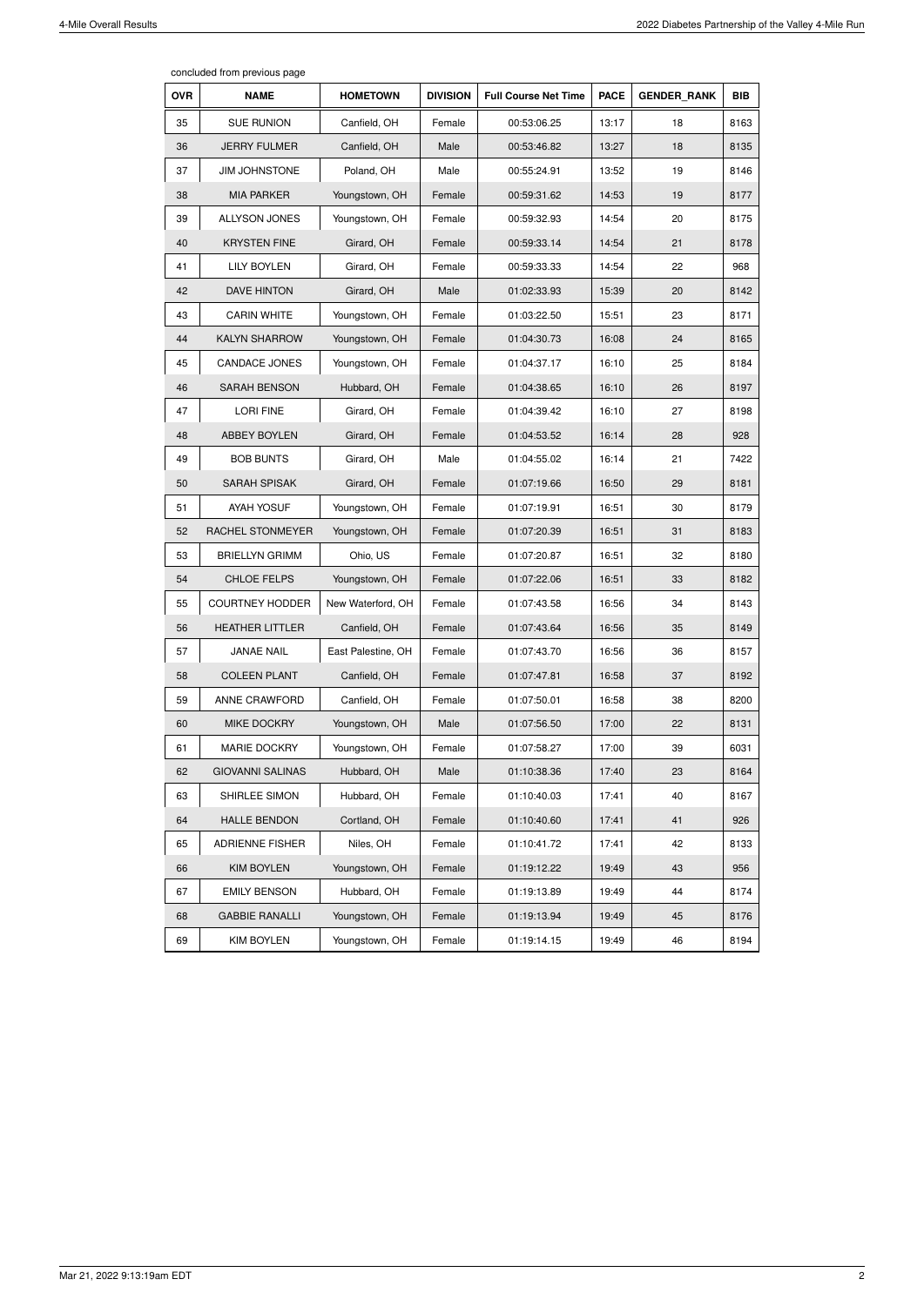concluded from previous page

| OVR | NAME | HOMETOWN | DIVISION | Full Course Net Time | PACE | GENDER_RANK | BIB |
|---|---|---|---|---|---|---|---|
| 35 | SUE RUNION | Canfield, OH | Female | 00:53:06.25 | 13:17 | 18 | 8163 |
| 36 | JERRY FULMER | Canfield, OH | Male | 00:53:46.82 | 13:27 | 18 | 8135 |
| 37 | JIM JOHNSTONE | Poland, OH | Male | 00:55:24.91 | 13:52 | 19 | 8146 |
| 38 | MIA PARKER | Youngstown, OH | Female | 00:59:31.62 | 14:53 | 19 | 8177 |
| 39 | ALLYSON JONES | Youngstown, OH | Female | 00:59:32.93 | 14:54 | 20 | 8175 |
| 40 | KRYSTEN FINE | Girard, OH | Female | 00:59:33.14 | 14:54 | 21 | 8178 |
| 41 | LILY BOYLEN | Girard, OH | Female | 00:59:33.33 | 14:54 | 22 | 968 |
| 42 | DAVE HINTON | Girard, OH | Male | 01:02:33.93 | 15:39 | 20 | 8142 |
| 43 | CARIN WHITE | Youngstown, OH | Female | 01:03:22.50 | 15:51 | 23 | 8171 |
| 44 | KALYN SHARROW | Youngstown, OH | Female | 01:04:30.73 | 16:08 | 24 | 8165 |
| 45 | CANDACE JONES | Youngstown, OH | Female | 01:04:37.17 | 16:10 | 25 | 8184 |
| 46 | SARAH BENSON | Hubbard, OH | Female | 01:04:38.65 | 16:10 | 26 | 8197 |
| 47 | LORI FINE | Girard, OH | Female | 01:04:39.42 | 16:10 | 27 | 8198 |
| 48 | ABBEY BOYLEN | Girard, OH | Female | 01:04:53.52 | 16:14 | 28 | 928 |
| 49 | BOB BUNTS | Girard, OH | Male | 01:04:55.02 | 16:14 | 21 | 7422 |
| 50 | SARAH SPISAK | Girard, OH | Female | 01:07:19.66 | 16:50 | 29 | 8181 |
| 51 | AYAH YOSUF | Youngstown, OH | Female | 01:07:19.91 | 16:51 | 30 | 8179 |
| 52 | RACHEL STONMEYER | Youngstown, OH | Female | 01:07:20.39 | 16:51 | 31 | 8183 |
| 53 | BRIELLYN GRIMM | Ohio, US | Female | 01:07:20.87 | 16:51 | 32 | 8180 |
| 54 | CHLOE FELPS | Youngstown, OH | Female | 01:07:22.06 | 16:51 | 33 | 8182 |
| 55 | COURTNEY HODDER | New Waterford, OH | Female | 01:07:43.58 | 16:56 | 34 | 8143 |
| 56 | HEATHER LITTLER | Canfield, OH | Female | 01:07:43.64 | 16:56 | 35 | 8149 |
| 57 | JANAE NAIL | East Palestine, OH | Female | 01:07:43.70 | 16:56 | 36 | 8157 |
| 58 | COLEEN PLANT | Canfield, OH | Female | 01:07:47.81 | 16:58 | 37 | 8192 |
| 59 | ANNE CRAWFORD | Canfield, OH | Female | 01:07:50.01 | 16:58 | 38 | 8200 |
| 60 | MIKE DOCKRY | Youngstown, OH | Male | 01:07:56.50 | 17:00 | 22 | 8131 |
| 61 | MARIE DOCKRY | Youngstown, OH | Female | 01:07:58.27 | 17:00 | 39 | 6031 |
| 62 | GIOVANNI SALINAS | Hubbard, OH | Male | 01:10:38.36 | 17:40 | 23 | 8164 |
| 63 | SHIRLEE SIMON | Hubbard, OH | Female | 01:10:40.03 | 17:41 | 40 | 8167 |
| 64 | HALLE BENDON | Cortland, OH | Female | 01:10:40.60 | 17:41 | 41 | 926 |
| 65 | ADRIENNE FISHER | Niles, OH | Female | 01:10:41.72 | 17:41 | 42 | 8133 |
| 66 | KIM BOYLEN | Youngstown, OH | Female | 01:19:12.22 | 19:49 | 43 | 956 |
| 67 | EMILY BENSON | Hubbard, OH | Female | 01:19:13.89 | 19:49 | 44 | 8174 |
| 68 | GABBIE RANALLI | Youngstown, OH | Female | 01:19:13.94 | 19:49 | 45 | 8176 |
| 69 | KIM BOYLEN | Youngstown, OH | Female | 01:19:14.15 | 19:49 | 46 | 8194 |

Mar 21, 2022 9:13:19am EDT